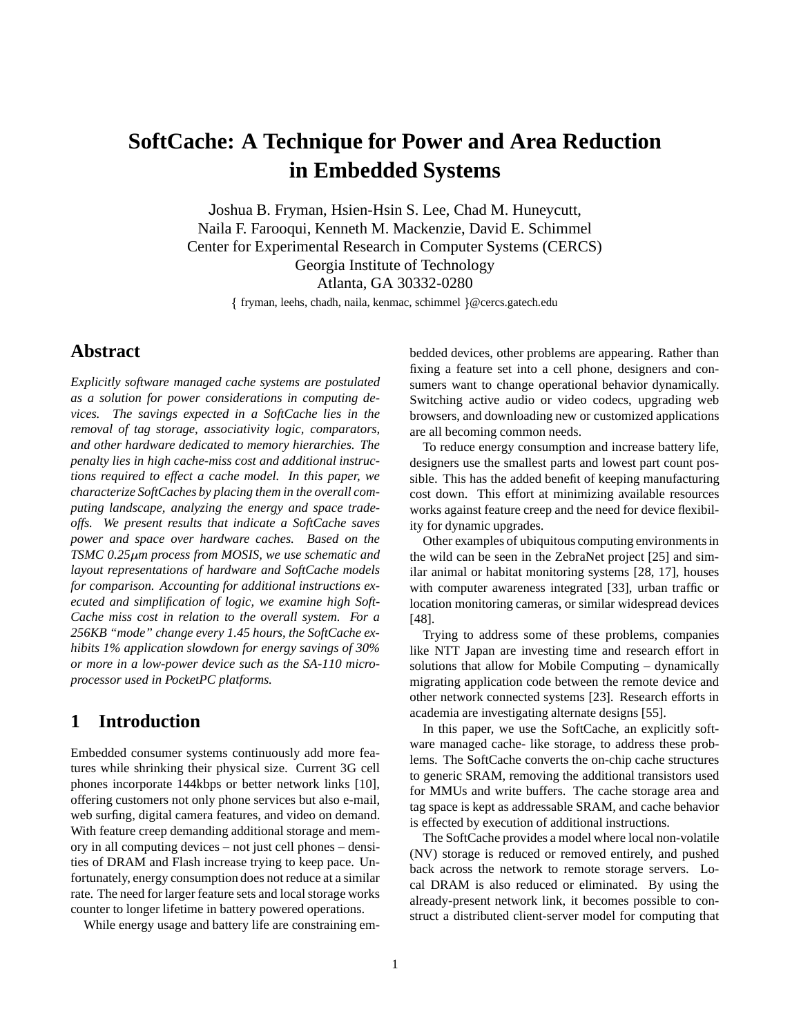# SoftCache: A Technique for Power and Area Reduction in Embedded Systems

Joshua B. Fryman, Hsien-Hsin S. Lee, Chad M. Huneycutt,
Naila F. Farooqui, Kenneth M. Mackenzie, David E. Schimmel
Center for Experimental Research in Computer Systems (CERCS)
Georgia Institute of Technology
Atlanta, GA 30332-0280

{ fryman, leehs, chadh, naila, kenmac, schimmel }@cercs.gatech.edu

## Abstract

*Explicitly software managed cache systems are postulated as a solution for power considerations in computing devices. The savings expected in a SoftCache lies in the removal of tag storage, associativity logic, comparators, and other hardware dedicated to memory hierarchies. The penalty lies in high cache-miss cost and additional instructions required to effect a cache model. In this paper, we characterize SoftCaches by placing them in the overall computing landscape, analyzing the energy and space tradeoffs. We present results that indicate a SoftCache saves power and space over hardware caches. Based on the TSMC 0.25$\mu$m process from MOSIS, we use schematic and layout representations of hardware and SoftCache models for comparison. Accounting for additional instructions executed and simplification of logic, we examine high SoftCache miss cost in relation to the overall system. For a 256KB "mode" change every 1.45 hours, the SoftCache exhibits 1% application slowdown for energy savings of 30% or more in a low-power device such as the SA-110 microprocessor used in PocketPC platforms.*

## 1 Introduction

Embedded consumer systems continuously add more features while shrinking their physical size. Current 3G cell phones incorporate 144kbps or better network links [10], offering customers not only phone services but also e-mail, web surfing, digital camera features, and video on demand. With feature creep demanding additional storage and memory in all computing devices – not just cell phones – densities of DRAM and Flash increase trying to keep pace. Unfortunately, energy consumption does not reduce at a similar rate. The need for larger feature sets and local storage works counter to longer lifetime in battery powered operations.

While energy usage and battery life are constraining embedded devices, other problems are appearing. Rather than fixing a feature set into a cell phone, designers and consumers want to change operational behavior dynamically. Switching active audio or video codecs, upgrading web browsers, and downloading new or customized applications are all becoming common needs.

To reduce energy consumption and increase battery life, designers use the smallest parts and lowest part count possible. This has the added benefit of keeping manufacturing cost down. This effort at minimizing available resources works against feature creep and the need for device flexibility for dynamic upgrades.

Other examples of ubiquitous computing environments in the wild can be seen in the ZebraNet project [25] and similar animal or habitat monitoring systems [28, 17], houses with computer awareness integrated [33], urban traffic or location monitoring cameras, or similar widespread devices [48].

Trying to address some of these problems, companies like NTT Japan are investing time and research effort in solutions that allow for Mobile Computing – dynamically migrating application code between the remote device and other network connected systems [23]. Research efforts in academia are investigating alternate designs [55].

In this paper, we use the SoftCache, an explicitly software managed cache- like storage, to address these problems. The SoftCache converts the on-chip cache structures to generic SRAM, removing the additional transistors used for MMUs and write buffers. The cache storage area and tag space is kept as addressable SRAM, and cache behavior is effected by execution of additional instructions.

The SoftCache provides a model where local non-volatile (NV) storage is reduced or removed entirely, and pushed back across the network to remote storage servers. Local DRAM is also reduced or eliminated. By using the already-present network link, it becomes possible to construct a distributed client-server model for computing that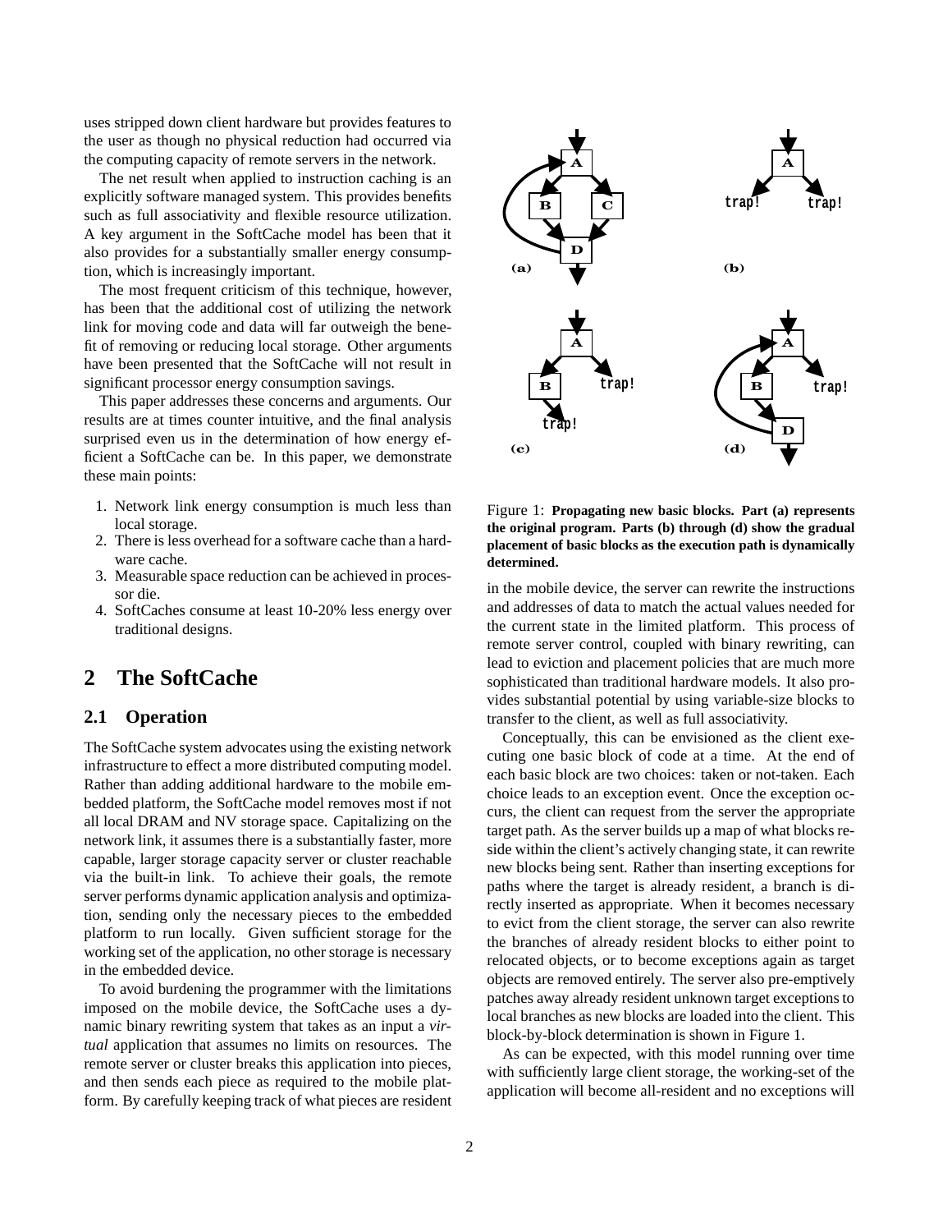uses stripped down client hardware but provides features to the user as though no physical reduction had occurred via the computing capacity of remote servers in the network.

The net result when applied to instruction caching is an explicitly software managed system. This provides benefits such as full associativity and flexible resource utilization. A key argument in the SoftCache model has been that it also provides for a substantially smaller energy consumption, which is increasingly important.

The most frequent criticism of this technique, however, has been that the additional cost of utilizing the network link for moving code and data will far outweigh the benefit of removing or reducing local storage. Other arguments have been presented that the SoftCache will not result in significant processor energy consumption savings.

This paper addresses these concerns and arguments. Our results are at times counter intuitive, and the final analysis surprised even us in the determination of how energy efficient a SoftCache can be. In this paper, we demonstrate these main points:

1. Network link energy consumption is much less than local storage.
2. There is less overhead for a software cache than a hardware cache.
3. Measurable space reduction can be achieved in processor die.
4. SoftCaches consume at least 10-20% less energy over traditional designs.

## 2 The SoftCache

### 2.1 Operation

The SoftCache system advocates using the existing network infrastructure to effect a more distributed computing model. Rather than adding additional hardware to the mobile embedded platform, the SoftCache model removes most if not all local DRAM and NV storage space. Capitalizing on the network link, it assumes there is a substantially faster, more capable, larger storage capacity server or cluster reachable via the built-in link. To achieve their goals, the remote server performs dynamic application analysis and optimization, sending only the necessary pieces to the embedded platform to run locally. Given sufficient storage for the working set of the application, no other storage is necessary in the embedded device.

To avoid burdening the programmer with the limitations imposed on the mobile device, the SoftCache uses a dynamic binary rewriting system that takes as an input a *virtual* application that assumes no limits on resources. The remote server or cluster breaks this application into pieces, and then sends each piece as required to the mobile platform. By carefully keeping track of what pieces are resident in the mobile device, the server can rewrite the instructions and addresses of data to match the actual values needed for the current state in the limited platform. This process of remote server control, coupled with binary rewriting, can lead to eviction and placement policies that are much more sophisticated than traditional hardware models. It also provides substantial potential by using variable-size blocks to transfer to the client, as well as full associativity.

Figure 1: **Propagating new basic blocks. Part (a) represents the original program. Parts (b) through (d) show the gradual placement of basic blocks as the execution path is dynamically determined.**

Conceptually, this can be envisioned as the client executing one basic block of code at a time. At the end of each basic block are two choices: taken or not-taken. Each choice leads to an exception event. Once the exception occurs, the client can request from the server the appropriate target path. As the server builds up a map of what blocks reside within the client's actively changing state, it can rewrite new blocks being sent. Rather than inserting exceptions for paths where the target is already resident, a branch is directly inserted as appropriate. When it becomes necessary to evict from the client storage, the server can also rewrite the branches of already resident blocks to either point to relocated objects, or to become exceptions again as target objects are removed entirely. The server also pre-emptively patches away already resident unknown target exceptions to local branches as new blocks are loaded into the client. This block-by-block determination is shown in Figure 1.

As can be expected, with this model running over time with sufficiently large client storage, the working-set of the application will become all-resident and no exceptions will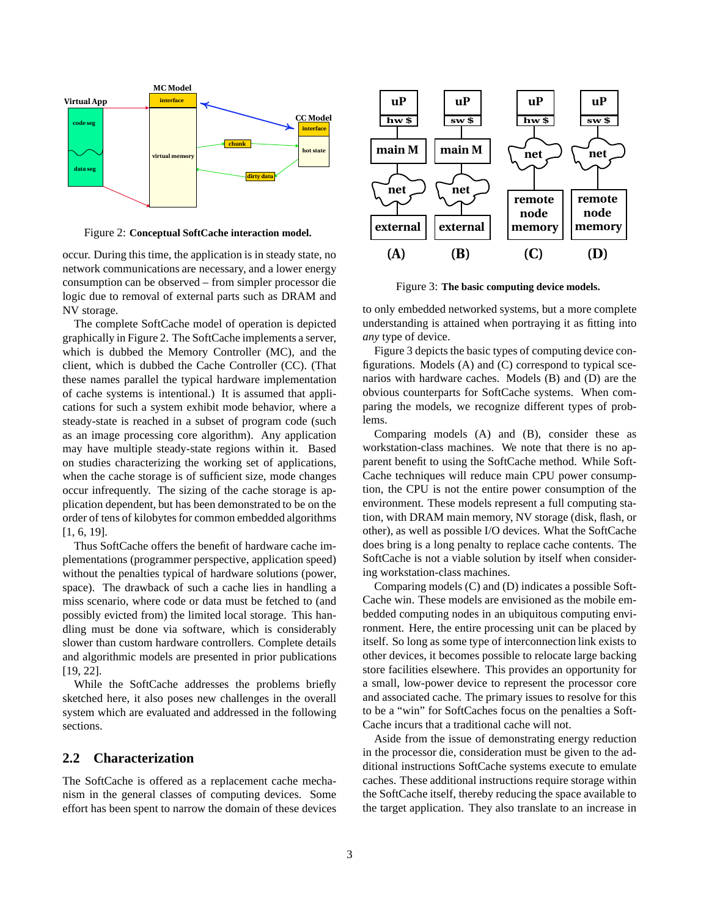Figure 2: **Conceptual SoftCache interaction model.**

occur. During this time, the application is in steady state, no network communications are necessary, and a lower energy consumption can be observed – from simpler processor die logic due to removal of external parts such as DRAM and NV storage.

The complete SoftCache model of operation is depicted graphically in Figure 2. The SoftCache implements a server, which is dubbed the Memory Controller (MC), and the client, which is dubbed the Cache Controller (CC). (That these names parallel the typical hardware implementation of cache systems is intentional.) It is assumed that applications for such a system exhibit mode behavior, where a steady-state is reached in a subset of program code (such as an image processing core algorithm). Any application may have multiple steady-state regions within it. Based on studies characterizing the working set of applications, when the cache storage is of sufficient size, mode changes occur infrequently. The sizing of the cache storage is application dependent, but has been demonstrated to be on the order of tens of kilobytes for common embedded algorithms [1, 6, 19].

Thus SoftCache offers the benefit of hardware cache implementations (programmer perspective, application speed) without the penalties typical of hardware solutions (power, space). The drawback of such a cache lies in handling a miss scenario, where code or data must be fetched to (and possibly evicted from) the limited local storage. This handling must be done via software, which is considerably slower than custom hardware controllers. Complete details and algorithmic models are presented in prior publications [19, 22].

While the SoftCache addresses the problems briefly sketched here, it also poses new challenges in the overall system which are evaluated and addressed in the following sections.

## 2.2 Characterization

The SoftCache is offered as a replacement cache mechanism in the general classes of computing devices. Some effort has been spent to narrow the domain of these devices to only embedded networked systems, but a more complete understanding is attained when portraying it as fitting into *any* type of device.

Figure 3: **The basic computing device models.**

Figure 3 depicts the basic types of computing device configurations. Models (A) and (C) correspond to typical scenarios with hardware caches. Models (B) and (D) are the obvious counterparts for SoftCache systems. When comparing the models, we recognize different types of problems.

Comparing models (A) and (B), consider these as workstation-class machines. We note that there is no apparent benefit to using the SoftCache method. While SoftCache techniques will reduce main CPU power consumption, the CPU is not the entire power consumption of the environment. These models represent a full computing station, with DRAM main memory, NV storage (disk, flash, or other), as well as possible I/O devices. What the SoftCache does bring is a long penalty to replace cache contents. The SoftCache is not a viable solution by itself when considering workstation-class machines.

Comparing models (C) and (D) indicates a possible SoftCache win. These models are envisioned as the mobile embedded computing nodes in an ubiquitous computing environment. Here, the entire processing unit can be placed by itself. So long as some type of interconnection link exists to other devices, it becomes possible to relocate large backing store facilities elsewhere. This provides an opportunity for a small, low-power device to represent the processor core and associated cache. The primary issues to resolve for this to be a "win" for SoftCaches focus on the penalties a SoftCache incurs that a traditional cache will not.

Aside from the issue of demonstrating energy reduction in the processor die, consideration must be given to the additional instructions SoftCache systems execute to emulate caches. These additional instructions require storage within the SoftCache itself, thereby reducing the space available to the target application. They also translate to an increase in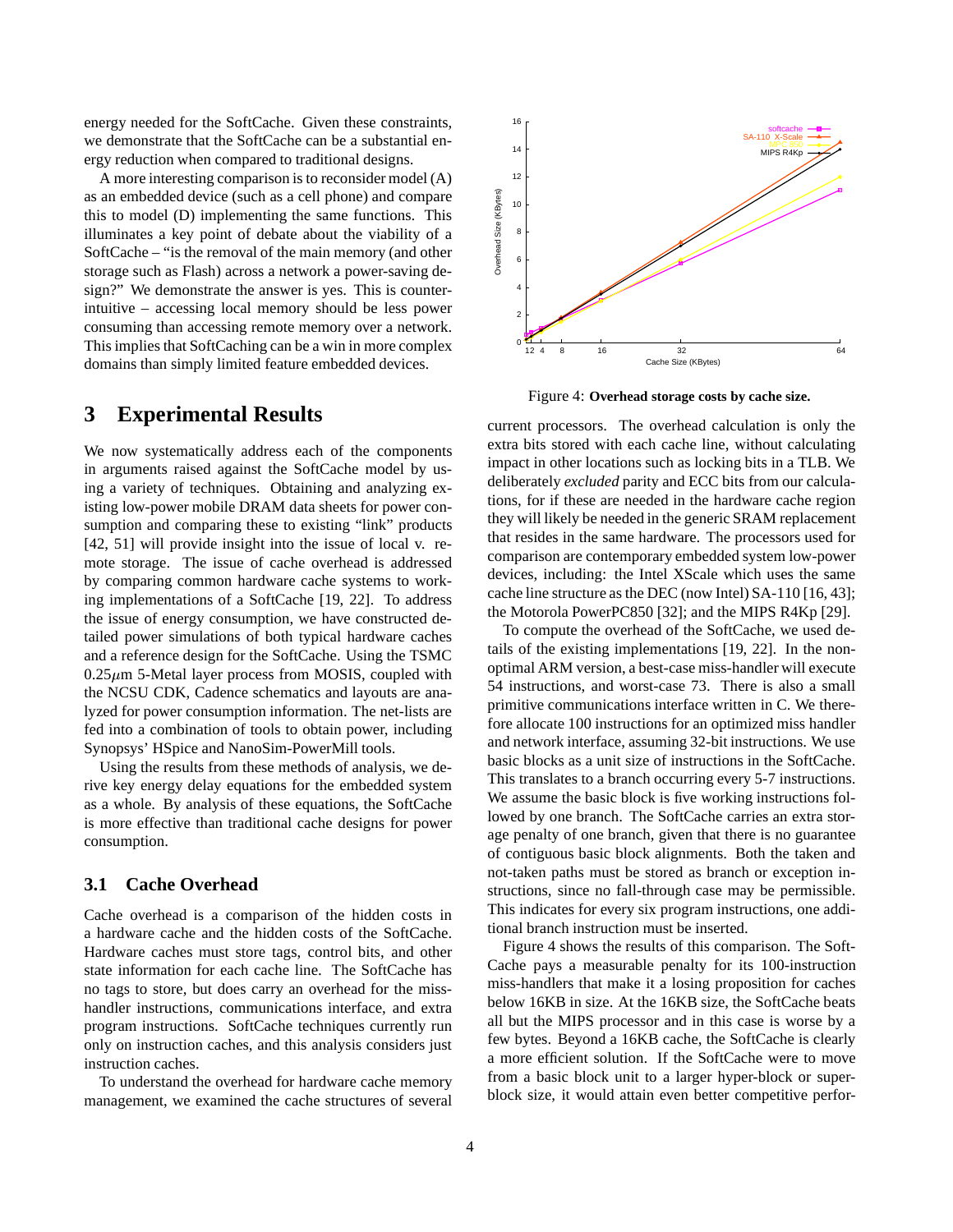energy needed for the SoftCache. Given these constraints, we demonstrate that the SoftCache can be a substantial energy reduction when compared to traditional designs.

A more interesting comparison is to reconsider model (A) as an embedded device (such as a cell phone) and compare this to model (D) implementing the same functions. This illuminates a key point of debate about the viability of a SoftCache – "is the removal of the main memory (and other storage such as Flash) across a network a power-saving design?" We demonstrate the answer is yes. This is counter-intuitive – accessing local memory should be less power consuming than accessing remote memory over a network. This implies that SoftCaching can be a win in more complex domains than simply limited feature embedded devices.

# 3 Experimental Results

We now systematically address each of the components in arguments raised against the SoftCache model by using a variety of techniques. Obtaining and analyzing existing low-power mobile DRAM data sheets for power consumption and comparing these to existing "link" products [42, 51] will provide insight into the issue of local v. remote storage. The issue of cache overhead is addressed by comparing common hardware cache systems to working implementations of a SoftCache [19, 22]. To address the issue of energy consumption, we have constructed detailed power simulations of both typical hardware caches and a reference design for the SoftCache. Using the TSMC $0.25\mu$m 5-Metal layer process from MOSIS, coupled with the NCSU CDK, Cadence schematics and layouts are analyzed for power consumption information. The net-lists are fed into a combination of tools to obtain power, including Synopsys' HSpice and NanoSim-PowerMill tools.

Using the results from these methods of analysis, we derive key energy delay equations for the embedded system as a whole. By analysis of these equations, the SoftCache is more effective than traditional cache designs for power consumption.

## 3.1 Cache Overhead

Cache overhead is a comparison of the hidden costs in a hardware cache and the hidden costs of the SoftCache. Hardware caches must store tags, control bits, and other state information for each cache line. The SoftCache has no tags to store, but does carry an overhead for the miss-handler instructions, communications interface, and extra program instructions. SoftCache techniques currently run only on instruction caches, and this analysis considers just instruction caches.

To understand the overhead for hardware cache memory management, we examined the cache structures of several current processors. The overhead calculation is only the extra bits stored with each cache line, without calculating impact in other locations such as locking bits in a TLB. We deliberately *excluded* parity and ECC bits from our calculations, for if these are needed in the hardware cache region they will likely be needed in the generic SRAM replacement that resides in the same hardware. The processors used for comparison are contemporary embedded system low-power devices, including: the Intel XScale which uses the same cache line structure as the DEC (now Intel) SA-110 [16, 43]; the Motorola PowerPC850 [32]; and the MIPS R4Kp [29].

Figure 4: **Overhead storage costs by cache size.**

To compute the overhead of the SoftCache, we used details of the existing implementations [19, 22]. In the non-optimal ARM version, a best-case miss-handler will execute 54 instructions, and worst-case 73. There is also a small primitive communications interface written in C. We therefore allocate 100 instructions for an optimized miss handler and network interface, assuming 32-bit instructions. We use basic blocks as a unit size of instructions in the SoftCache. This translates to a branch occurring every 5-7 instructions. We assume the basic block is five working instructions followed by one branch. The SoftCache carries an extra storage penalty of one branch, given that there is no guarantee of contiguous basic block alignments. Both the taken and not-taken paths must be stored as branch or exception instructions, since no fall-through case may be permissible. This indicates for every six program instructions, one additional branch instruction must be inserted.

Figure 4 shows the results of this comparison. The SoftCache pays a measurable penalty for its 100-instruction miss-handlers that make it a losing proposition for caches below 16KB in size. At the 16KB size, the SoftCache beats all but the MIPS processor and in this case is worse by a few bytes. Beyond a 16KB cache, the SoftCache is clearly a more efficient solution. If the SoftCache were to move from a basic block unit to a larger hyper-block or super-block size, it would attain even better competitive perfor-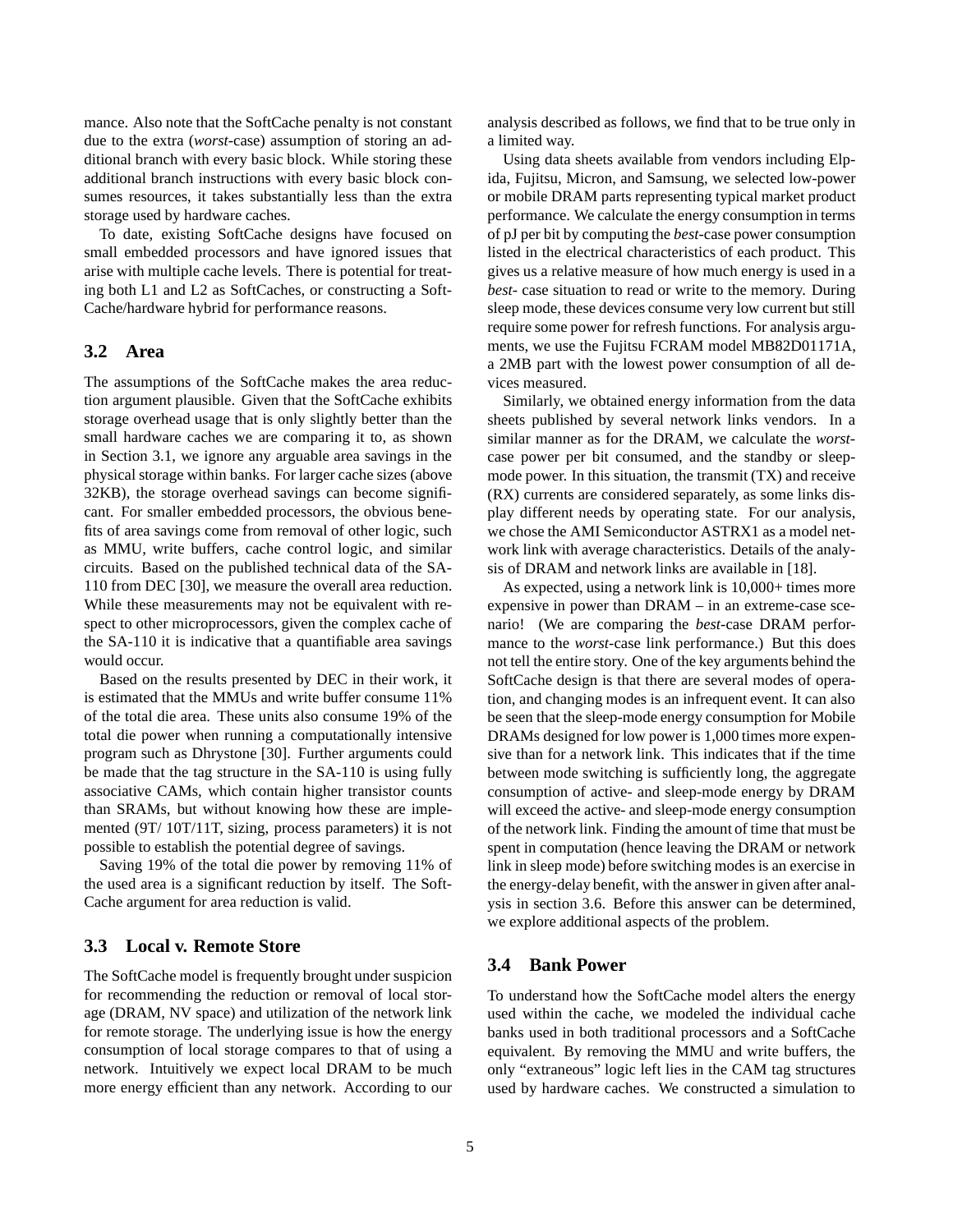mance. Also note that the SoftCache penalty is not constant due to the extra (*worst*-case) assumption of storing an additional branch with every basic block. While storing these additional branch instructions with every basic block consumes resources, it takes substantially less than the extra storage used by hardware caches.

To date, existing SoftCache designs have focused on small embedded processors and have ignored issues that arise with multiple cache levels. There is potential for treating both L1 and L2 as SoftCaches, or constructing a SoftCache/hardware hybrid for performance reasons.

## 3.2 Area

The assumptions of the SoftCache makes the area reduction argument plausible. Given that the SoftCache exhibits storage overhead usage that is only slightly better than the small hardware caches we are comparing it to, as shown in Section 3.1, we ignore any arguable area savings in the physical storage within banks. For larger cache sizes (above 32KB), the storage overhead savings can become significant. For smaller embedded processors, the obvious benefits of area savings come from removal of other logic, such as MMU, write buffers, cache control logic, and similar circuits. Based on the published technical data of the SA-110 from DEC [30], we measure the overall area reduction. While these measurements may not be equivalent with respect to other microprocessors, given the complex cache of the SA-110 it is indicative that a quantifiable area savings would occur.

Based on the results presented by DEC in their work, it is estimated that the MMUs and write buffer consume 11% of the total die area. These units also consume 19% of the total die power when running a computationally intensive program such as Dhrystone [30]. Further arguments could be made that the tag structure in the SA-110 is using fully associative CAMs, which contain higher transistor counts than SRAMs, but without knowing how these are implemented (9T/ 10T/11T, sizing, process parameters) it is not possible to establish the potential degree of savings.

Saving 19% of the total die power by removing 11% of the used area is a significant reduction by itself. The SoftCache argument for area reduction is valid.

## 3.3 Local v. Remote Store

The SoftCache model is frequently brought under suspicion for recommending the reduction or removal of local storage (DRAM, NV space) and utilization of the network link for remote storage. The underlying issue is how the energy consumption of local storage compares to that of using a network. Intuitively we expect local DRAM to be much more energy efficient than any network. According to our analysis described as follows, we find that to be true only in a limited way.

Using data sheets available from vendors including Elpida, Fujitsu, Micron, and Samsung, we selected low-power or mobile DRAM parts representing typical market product performance. We calculate the energy consumption in terms of pJ per bit by computing the *best*-case power consumption listed in the electrical characteristics of each product. This gives us a relative measure of how much energy is used in a *best*- case situation to read or write to the memory. During sleep mode, these devices consume very low current but still require some power for refresh functions. For analysis arguments, we use the Fujitsu FCRAM model MB82D01171A, a 2MB part with the lowest power consumption of all devices measured.

Similarly, we obtained energy information from the data sheets published by several network links vendors. In a similar manner as for the DRAM, we calculate the *worst*-case power per bit consumed, and the standby or sleep-mode power. In this situation, the transmit (TX) and receive (RX) currents are considered separately, as some links display different needs by operating state. For our analysis, we chose the AMI Semiconductor ASTRX1 as a model network link with average characteristics. Details of the analysis of DRAM and network links are available in [18].

As expected, using a network link is 10,000+ times more expensive in power than DRAM – in an extreme-case scenario! (We are comparing the *best*-case DRAM performance to the *worst*-case link performance.) But this does not tell the entire story. One of the key arguments behind the SoftCache design is that there are several modes of operation, and changing modes is an infrequent event. It can also be seen that the sleep-mode energy consumption for Mobile DRAMs designed for low power is 1,000 times more expensive than for a network link. This indicates that if the time between mode switching is sufficiently long, the aggregate consumption of active- and sleep-mode energy by DRAM will exceed the active- and sleep-mode energy consumption of the network link. Finding the amount of time that must be spent in computation (hence leaving the DRAM or network link in sleep mode) before switching modes is an exercise in the energy-delay benefit, with the answer in given after analysis in section 3.6. Before this answer can be determined, we explore additional aspects of the problem.

## 3.4 Bank Power

To understand how the SoftCache model alters the energy used within the cache, we modeled the individual cache banks used in both traditional processors and a SoftCache equivalent. By removing the MMU and write buffers, the only "extraneous" logic left lies in the CAM tag structures used by hardware caches. We constructed a simulation to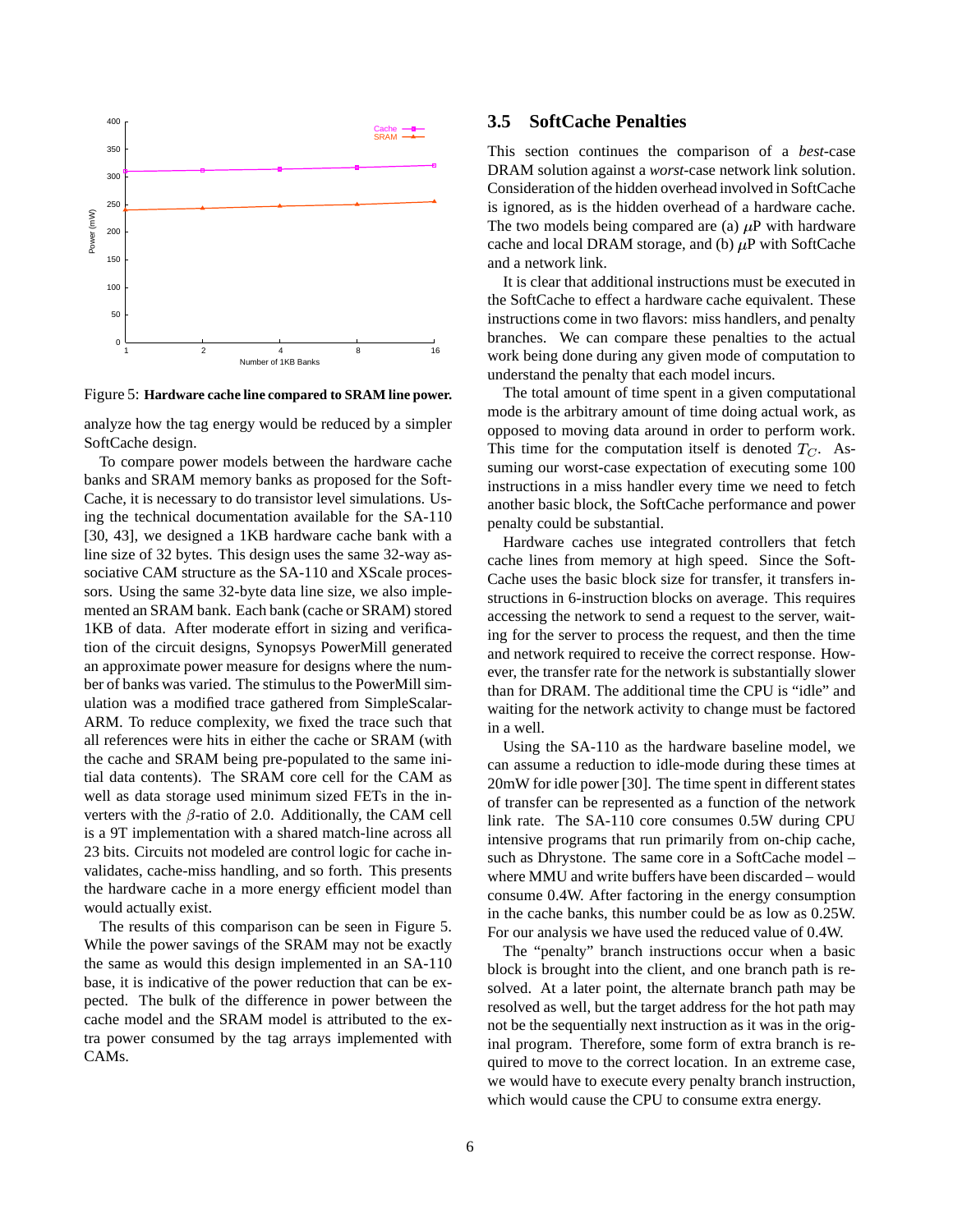Figure 5: **Hardware cache line compared to SRAM line power.**

analyze how the tag energy would be reduced by a simpler SoftCache design.

To compare power models between the hardware cache banks and SRAM memory banks as proposed for the SoftCache, it is necessary to do transistor level simulations. Using the technical documentation available for the SA-110 [30, 43], we designed a 1KB hardware cache bank with a line size of 32 bytes. This design uses the same 32-way associative CAM structure as the SA-110 and XScale processors. Using the same 32-byte data line size, we also implemented an SRAM bank. Each bank (cache or SRAM) stored 1KB of data. After moderate effort in sizing and verification of the circuit designs, Synopsys PowerMill generated an approximate power measure for designs where the number of banks was varied. The stimulus to the PowerMill simulation was a modified trace gathered from SimpleScalar-ARM. To reduce complexity, we fixed the trace such that all references were hits in either the cache or SRAM (with the cache and SRAM being pre-populated to the same initial data contents). The SRAM core cell for the CAM as well as data storage used minimum sized FETs in the inverters with the $\beta$-ratio of 2.0. Additionally, the CAM cell is a 9T implementation with a shared match-line across all 23 bits. Circuits not modeled are control logic for cache invalidates, cache-miss handling, and so forth. This presents the hardware cache in a more energy efficient model than would actually exist.

The results of this comparison can be seen in Figure 5. While the power savings of the SRAM may not be exactly the same as would this design implemented in an SA-110 base, it is indicative of the power reduction that can be expected. The bulk of the difference in power between the cache model and the SRAM model is attributed to the extra power consumed by the tag arrays implemented with CAMs.

### 3.5 SoftCache Penalties

This section continues the comparison of a *best*-case DRAM solution against a *worst*-case network link solution. Consideration of the hidden overhead involved in SoftCache is ignored, as is the hidden overhead of a hardware cache. The two models being compared are (a) $\mu$P with hardware cache and local DRAM storage, and (b) $\mu$P with SoftCache and a network link.

It is clear that additional instructions must be executed in the SoftCache to effect a hardware cache equivalent. These instructions come in two flavors: miss handlers, and penalty branches. We can compare these penalties to the actual work being done during any given mode of computation to understand the penalty that each model incurs.

The total amount of time spent in a given computational mode is the arbitrary amount of time doing actual work, as opposed to moving data around in order to perform work. This time for the computation itself is denoted $T_C$. Assuming our worst-case expectation of executing some 100 instructions in a miss handler every time we need to fetch another basic block, the SoftCache performance and power penalty could be substantial.

Hardware caches use integrated controllers that fetch cache lines from memory at high speed. Since the SoftCache uses the basic block size for transfer, it transfers instructions in 6-instruction blocks on average. This requires accessing the network to send a request to the server, waiting for the server to process the request, and then the time and network required to receive the correct response. However, the transfer rate for the network is substantially slower than for DRAM. The additional time the CPU is "idle" and waiting for the network activity to change must be factored in a well.

Using the SA-110 as the hardware baseline model, we can assume a reduction to idle-mode during these times at 20mW for idle power [30]. The time spent in different states of transfer can be represented as a function of the network link rate. The SA-110 core consumes 0.5W during CPU intensive programs that run primarily from on-chip cache, such as Dhrystone. The same core in a SoftCache model – where MMU and write buffers have been discarded – would consume 0.4W. After factoring in the energy consumption in the cache banks, this number could be as low as 0.25W. For our analysis we have used the reduced value of 0.4W.

The "penalty" branch instructions occur when a basic block is brought into the client, and one branch path is resolved. At a later point, the alternate branch path may be resolved as well, but the target address for the hot path may not be the sequentially next instruction as it was in the original program. Therefore, some form of extra branch is required to move to the correct location. In an extreme case, we would have to execute every penalty branch instruction, which would cause the CPU to consume extra energy.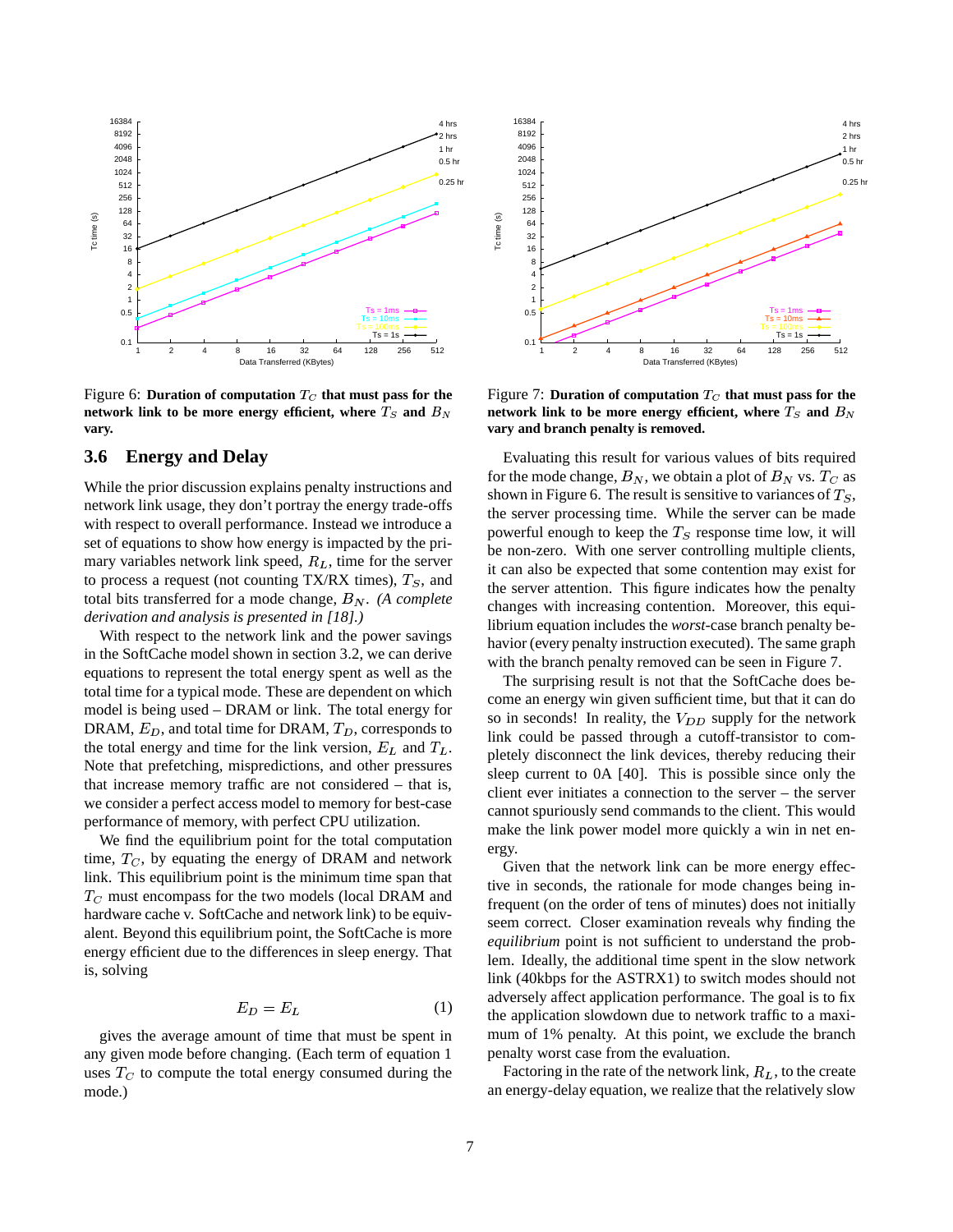Figure 6: **Duration of computation $T_C$ that must pass for the network link to be more energy efficient, where $T_S$ and $B_N$ vary.**

Figure 7: **Duration of computation $T_C$ that must pass for the network link to be more energy efficient, where $T_S$ and $B_N$ vary and branch penalty is removed.**

### 3.6 Energy and Delay

While the prior discussion explains penalty instructions and network link usage, they don't portray the energy trade-offs with respect to overall performance. Instead we introduce a set of equations to show how energy is impacted by the primary variables network link speed, $R_L$, time for the server to process a request (not counting TX/RX times), $T_S$, and total bits transferred for a mode change, $B_N$. *(A complete derivation and analysis is presented in [18].)*

With respect to the network link and the power savings in the SoftCache model shown in section 3.2, we can derive equations to represent the total energy spent as well as the total time for a typical mode. These are dependent on which model is being used – DRAM or link. The total energy for DRAM, $E_D$, and total time for DRAM, $T_D$, corresponds to the total energy and time for the link version, $E_L$ and $T_L$. Note that prefetching, mispredictions, and other pressures that increase memory traffic are not considered – that is, we consider a perfect access model to memory for best-case performance of memory, with perfect CPU utilization.

We find the equilibrium point for the total computation time, $T_C$, by equating the energy of DRAM and network link. This equilibrium point is the minimum time span that $T_C$ must encompass for the two models (local DRAM and hardware cache v. SoftCache and network link) to be equivalent. Beyond this equilibrium point, the SoftCache is more energy efficient due to the differences in sleep energy. That is, solving

$$E_D = E_L \tag{1}$$

gives the average amount of time that must be spent in any given mode before changing. (Each term of equation 1 uses $T_C$ to compute the total energy consumed during the mode.)

Evaluating this result for various values of bits required for the mode change, $B_N$, we obtain a plot of $B_N$ vs. $T_C$ as shown in Figure 6. The result is sensitive to variances of $T_S$, the server processing time. While the server can be made powerful enough to keep the $T_S$ response time low, it will be non-zero. With one server controlling multiple clients, it can also be expected that some contention may exist for the server attention. This figure indicates how the penalty changes with increasing contention. Moreover, this equilibrium equation includes the *worst*-case branch penalty behavior (every penalty instruction executed). The same graph with the branch penalty removed can be seen in Figure 7.

The surprising result is not that the SoftCache does become an energy win given sufficient time, but that it can do so in seconds! In reality, the $V_{DD}$ supply for the network link could be passed through a cutoff-transistor to completely disconnect the link devices, thereby reducing their sleep current to 0A [40]. This is possible since only the client ever initiates a connection to the server – the server cannot spuriously send commands to the client. This would make the link power model more quickly a win in net energy.

Given that the network link can be more energy effective in seconds, the rationale for mode changes being infrequent (on the order of tens of minutes) does not initially seem correct. Closer examination reveals why finding the *equilibrium* point is not sufficient to understand the problem. Ideally, the additional time spent in the slow network link (40kbps for the ASTRX1) to switch modes should not adversely affect application performance. The goal is to fix the application slowdown due to network traffic to a maximum of 1% penalty. At this point, we exclude the branch penalty worst case from the evaluation.

Factoring in the rate of the network link, $R_L$, to the create an energy-delay equation, we realize that the relatively slow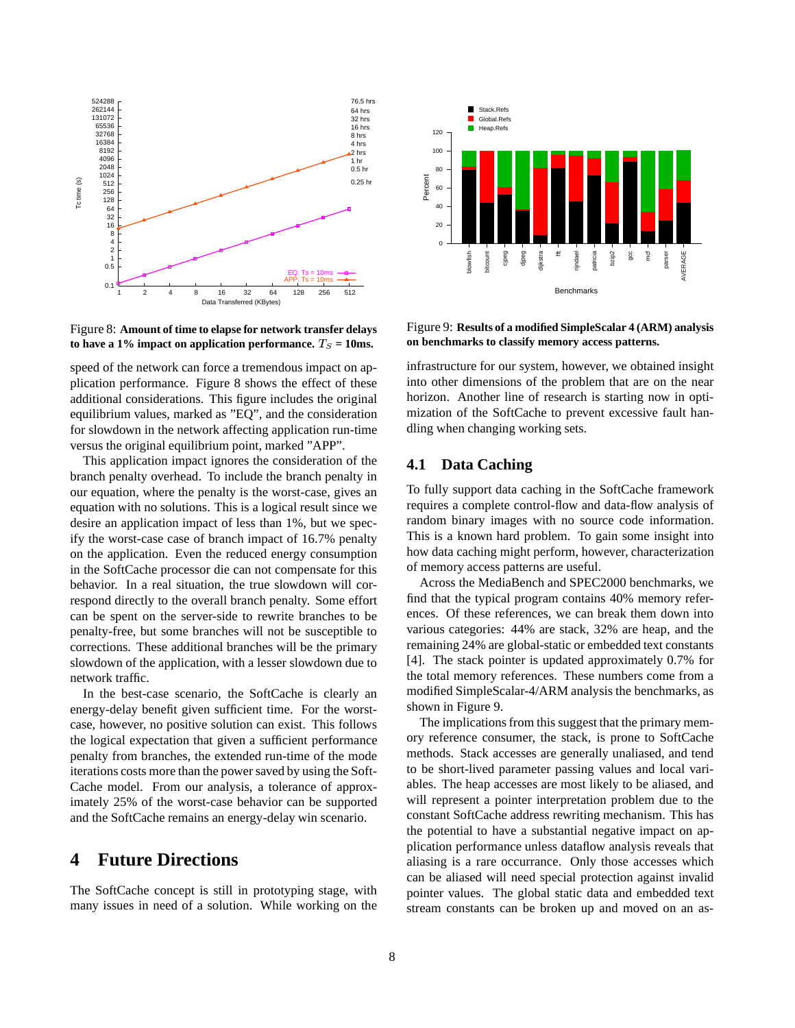Figure 8: **Amount of time to elapse for network transfer delays to have a 1% impact on application performance. $T_S$ = 10ms.**

Figure 9: **Results of a modified SimpleScalar 4 (ARM) analysis on benchmarks to classify memory access patterns.**

speed of the network can force a tremendous impact on application performance. Figure 8 shows the effect of these additional considerations. This figure includes the original equilibrium values, marked as "EQ", and the consideration for slowdown in the network affecting application run-time versus the original equilibrium point, marked "APP".

This application impact ignores the consideration of the branch penalty overhead. To include the branch penalty in our equation, where the penalty is the worst-case, gives an equation with no solutions. This is a logical result since we desire an application impact of less than 1%, but we specify the worst-case case of branch impact of 16.7% penalty on the application. Even the reduced energy consumption in the SoftCache processor die can not compensate for this behavior. In a real situation, the true slowdown will correspond directly to the overall branch penalty. Some effort can be spent on the server-side to rewrite branches to be penalty-free, but some branches will not be susceptible to corrections. These additional branches will be the primary slowdown of the application, with a lesser slowdown due to network traffic.

In the best-case scenario, the SoftCache is clearly an energy-delay benefit given sufficient time. For the worst-case, however, no positive solution can exist. This follows the logical expectation that given a sufficient performance penalty from branches, the extended run-time of the mode iterations costs more than the power saved by using the SoftCache model. From our analysis, a tolerance of approximately 25% of the worst-case behavior can be supported and the SoftCache remains an energy-delay win scenario.

# 4 Future Directions

The SoftCache concept is still in prototyping stage, with many issues in need of a solution. While working on the infrastructure for our system, however, we obtained insight into other dimensions of the problem that are on the near horizon. Another line of research is starting now in optimization of the SoftCache to prevent excessive fault handling when changing working sets.

## 4.1 Data Caching

To fully support data caching in the SoftCache framework requires a complete control-flow and data-flow analysis of random binary images with no source code information. This is a known hard problem. To gain some insight into how data caching might perform, however, characterization of memory access patterns are useful.

Across the MediaBench and SPEC2000 benchmarks, we find that the typical program contains 40% memory references. Of these references, we can break them down into various categories: 44% are stack, 32% are heap, and the remaining 24% are global-static or embedded text constants [4]. The stack pointer is updated approximately 0.7% for the total memory references. These numbers come from a modified SimpleScalar-4/ARM analysis the benchmarks, as shown in Figure 9.

The implications from this suggest that the primary memory reference consumer, the stack, is prone to SoftCache methods. Stack accesses are generally unaliased, and tend to be short-lived parameter passing values and local variables. The heap accesses are most likely to be aliased, and will represent a pointer interpretation problem due to the constant SoftCache address rewriting mechanism. This has the potential to have a substantial negative impact on application performance unless dataflow analysis reveals that aliasing is a rare occurrance. Only those accesses which can be aliased will need special protection against invalid pointer values. The global static data and embedded text stream constants can be broken up and moved on an as-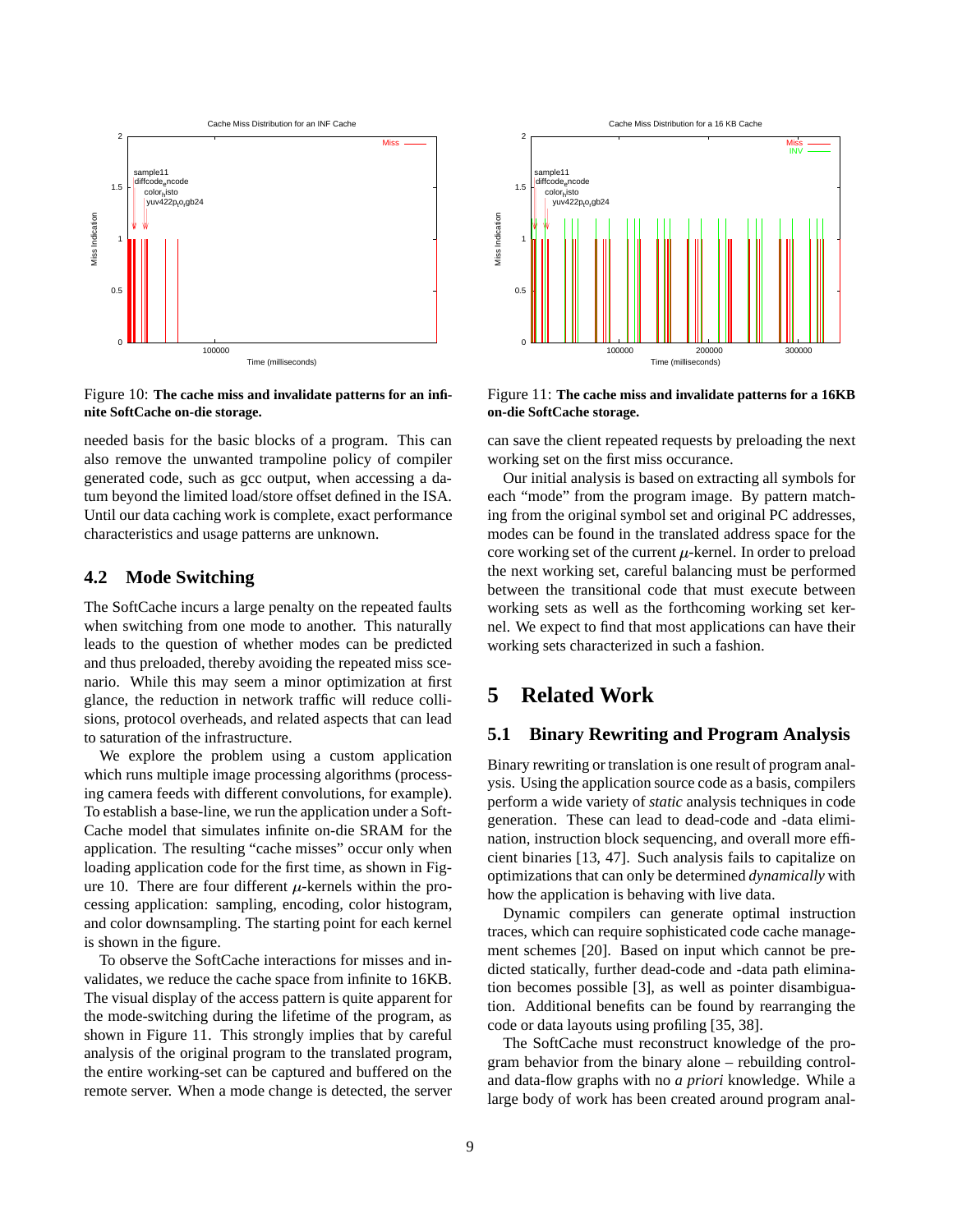Figure 10: **The cache miss and invalidate patterns for an infinite SoftCache on-die storage.**

Figure 11: **The cache miss and invalidate patterns for a 16KB on-die SoftCache storage.**

needed basis for the basic blocks of a program. This can also remove the unwanted trampoline policy of compiler generated code, such as gcc output, when accessing a datum beyond the limited load/store offset defined in the ISA. Until our data caching work is complete, exact performance characteristics and usage patterns are unknown.

### 4.2 Mode Switching

The SoftCache incurs a large penalty on the repeated faults when switching from one mode to another. This naturally leads to the question of whether modes can be predicted and thus preloaded, thereby avoiding the repeated miss scenario. While this may seem a minor optimization at first glance, the reduction in network traffic will reduce collisions, protocol overheads, and related aspects that can lead to saturation of the infrastructure.

We explore the problem using a custom application which runs multiple image processing algorithms (processing camera feeds with different convolutions, for example). To establish a base-line, we run the application under a SoftCache model that simulates infinite on-die SRAM for the application. The resulting "cache misses" occur only when loading application code for the first time, as shown in Figure 10. There are four different $\mu$-kernels within the processing application: sampling, encoding, color histogram, and color downsampling. The starting point for each kernel is shown in the figure.

To observe the SoftCache interactions for misses and invalidates, we reduce the cache space from infinite to 16KB. The visual display of the access pattern is quite apparent for the mode-switching during the lifetime of the program, as shown in Figure 11. This strongly implies that by careful analysis of the original program to the translated program, the entire working-set can be captured and buffered on the remote server. When a mode change is detected, the server can save the client repeated requests by preloading the next working set on the first miss occurance.

Our initial analysis is based on extracting all symbols for each "mode" from the program image. By pattern matching from the original symbol set and original PC addresses, modes can be found in the translated address space for the core working set of the current $\mu$-kernel. In order to preload the next working set, careful balancing must be performed between the transitional code that must execute between working sets as well as the forthcoming working set kernel. We expect to find that most applications can have their working sets characterized in such a fashion.

## 5 Related Work

### 5.1 Binary Rewriting and Program Analysis

Binary rewriting or translation is one result of program analysis. Using the application source code as a basis, compilers perform a wide variety of *static* analysis techniques in code generation. These can lead to dead-code and -data elimination, instruction block sequencing, and overall more efficient binaries [13, 47]. Such analysis fails to capitalize on optimizations that can only be determined *dynamically* with how the application is behaving with live data.

Dynamic compilers can generate optimal instruction traces, which can require sophisticated code cache management schemes [20]. Based on input which cannot be predicted statically, further dead-code and -data path elimination becomes possible [3], as well as pointer disambiguation. Additional benefits can be found by rearranging the code or data layouts using profiling [35, 38].

The SoftCache must reconstruct knowledge of the program behavior from the binary alone – rebuilding control- and data-flow graphs with no *a priori* knowledge. While a large body of work has been created around program anal-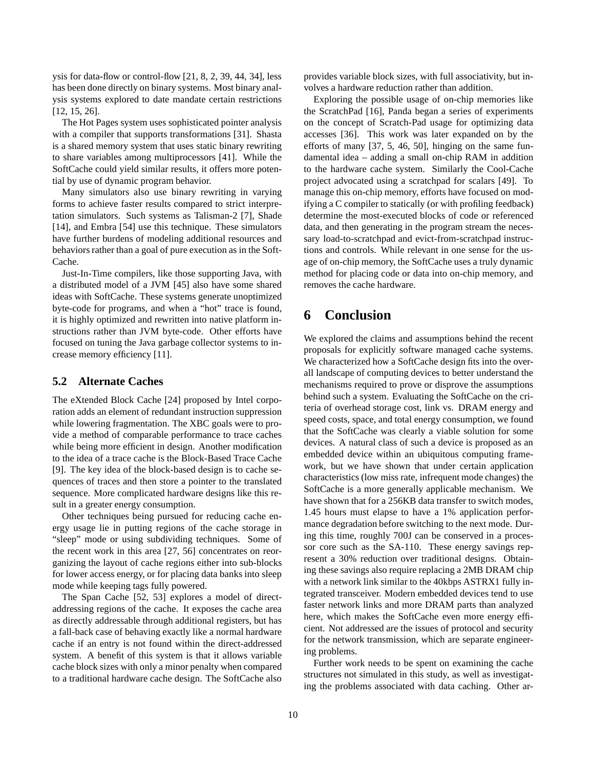ysis for data-flow or control-flow [21, 8, 2, 39, 44, 34], less has been done directly on binary systems. Most binary analysis systems explored to date mandate certain restrictions [12, 15, 26].

The Hot Pages system uses sophisticated pointer analysis with a compiler that supports transformations [31]. Shasta is a shared memory system that uses static binary rewriting to share variables among multiprocessors [41]. While the SoftCache could yield similar results, it offers more potential by use of dynamic program behavior.

Many simulators also use binary rewriting in varying forms to achieve faster results compared to strict interpretation simulators. Such systems as Talisman-2 [7], Shade [14], and Embra [54] use this technique. These simulators have further burdens of modeling additional resources and behaviors rather than a goal of pure execution as in the SoftCache.

Just-In-Time compilers, like those supporting Java, with a distributed model of a JVM [45] also have some shared ideas with SoftCache. These systems generate unoptimized byte-code for programs, and when a "hot" trace is found, it is highly optimized and rewritten into native platform instructions rather than JVM byte-code. Other efforts have focused on tuning the Java garbage collector systems to increase memory efficiency [11].

## 5.2 Alternate Caches

The eXtended Block Cache [24] proposed by Intel corporation adds an element of redundant instruction suppression while lowering fragmentation. The XBC goals were to provide a method of comparable performance to trace caches while being more efficient in design. Another modification to the idea of a trace cache is the Block-Based Trace Cache [9]. The key idea of the block-based design is to cache sequences of traces and then store a pointer to the translated sequence. More complicated hardware designs like this result in a greater energy consumption.

Other techniques being pursued for reducing cache energy usage lie in putting regions of the cache storage in "sleep" mode or using subdividing techniques. Some of the recent work in this area [27, 56] concentrates on reorganizing the layout of cache regions either into sub-blocks for lower access energy, or for placing data banks into sleep mode while keeping tags fully powered.

The Span Cache [52, 53] explores a model of direct-addressing regions of the cache. It exposes the cache area as directly addressable through additional registers, but has a fall-back case of behaving exactly like a normal hardware cache if an entry is not found within the direct-addressed system. A benefit of this system is that it allows variable cache block sizes with only a minor penalty when compared to a traditional hardware cache design. The SoftCache also provides variable block sizes, with full associativity, but involves a hardware reduction rather than addition.

Exploring the possible usage of on-chip memories like the ScratchPad [16], Panda began a series of experiments on the concept of Scratch-Pad usage for optimizing data accesses [36]. This work was later expanded on by the efforts of many [37, 5, 46, 50], hinging on the same fundamental idea – adding a small on-chip RAM in addition to the hardware cache system. Similarly the Cool-Cache project advocated using a scratchpad for scalars [49]. To manage this on-chip memory, efforts have focused on modifying a C compiler to statically (or with profiling feedback) determine the most-executed blocks of code or referenced data, and then generating in the program stream the necessary load-to-scratchpad and evict-from-scratchpad instructions and controls. While relevant in one sense for the usage of on-chip memory, the SoftCache uses a truly dynamic method for placing code or data into on-chip memory, and removes the cache hardware.

# 6 Conclusion

We explored the claims and assumptions behind the recent proposals for explicitly software managed cache systems. We characterized how a SoftCache design fits into the overall landscape of computing devices to better understand the mechanisms required to prove or disprove the assumptions behind such a system. Evaluating the SoftCache on the criteria of overhead storage cost, link vs. DRAM energy and speed costs, space, and total energy consumption, we found that the SoftCache was clearly a viable solution for some devices. A natural class of such a device is proposed as an embedded device within an ubiquitous computing framework, but we have shown that under certain application characteristics (low miss rate, infrequent mode changes) the SoftCache is a more generally applicable mechanism. We have shown that for a 256KB data transfer to switch modes, 1.45 hours must elapse to have a 1% application performance degradation before switching to the next mode. During this time, roughly 700J can be conserved in a processor core such as the SA-110. These energy savings represent a 30% reduction over traditional designs. Obtaining these savings also require replacing a 2MB DRAM chip with a network link similar to the 40kbps ASTRX1 fully integrated transceiver. Modern embedded devices tend to use faster network links and more DRAM parts than analyzed here, which makes the SoftCache even more energy efficient. Not addressed are the issues of protocol and security for the network transmission, which are separate engineering problems.

Further work needs to be spent on examining the cache structures not simulated in this study, as well as investigating the problems associated with data caching. Other ar-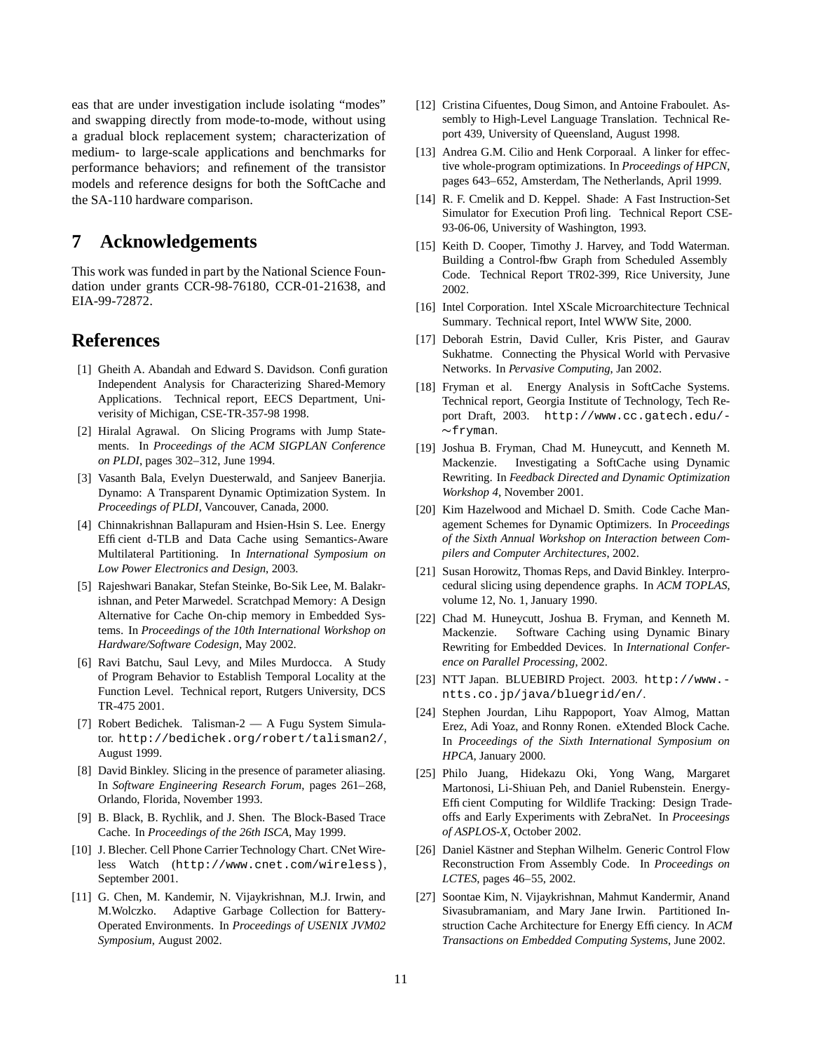eas that are under investigation include isolating "modes" and swapping directly from mode-to-mode, without using a gradual block replacement system; characterization of medium- to large-scale applications and benchmarks for performance behaviors; and refinement of the transistor models and reference designs for both the SoftCache and the SA-110 hardware comparison.

# 7 Acknowledgements

This work was funded in part by the National Science Foundation under grants CCR-98-76180, CCR-01-21638, and EIA-99-72872.

# References

[1] Gheith A. Abandah and Edward S. Davidson. Configuration Independent Analysis for Characterizing Shared-Memory Applications. Technical report, EECS Department, Univerisity of Michigan, CSE-TR-357-98 1998.

[2] Hiralal Agrawal. On Slicing Programs with Jump Statements. In *Proceedings of the ACM SIGPLAN Conference on PLDI*, pages 302–312, June 1994.

[3] Vasanth Bala, Evelyn Duesterwald, and Sanjeev Banerjia. Dynamo: A Transparent Dynamic Optimization System. In *Proceedings of PLDI*, Vancouver, Canada, 2000.

[4] Chinnakrishnan Ballapuram and Hsien-Hsin S. Lee. Energy Efficient d-TLB and Data Cache using Semantics-Aware Multilateral Partitioning. In *International Symposium on Low Power Electronics and Design*, 2003.

[5] Rajeshwari Banakar, Stefan Steinke, Bo-Sik Lee, M. Balakrishnan, and Peter Marwedel. Scratchpad Memory: A Design Alternative for Cache On-chip memory in Embedded Systems. In *Proceedings of the 10th International Workshop on Hardware/Software Codesign*, May 2002.

[6] Ravi Batchu, Saul Levy, and Miles Murdocca. A Study of Program Behavior to Establish Temporal Locality at the Function Level. Technical report, Rutgers University, DCS TR-475 2001.

[7] Robert Bedichek. Talisman-2 — A Fugu System Simulator. `http://bedichek.org/robert/talisman2/`, August 1999.

[8] David Binkley. Slicing in the presence of parameter aliasing. In *Software Engineering Research Forum*, pages 261–268, Orlando, Florida, November 1993.

[9] B. Black, B. Rychlik, and J. Shen. The Block-Based Trace Cache. In *Proceedings of the 26th ISCA*, May 1999.

[10] J. Blecher. Cell Phone Carrier Technology Chart. CNet Wireless Watch (`http://www.cnet.com/wireless`), September 2001.

[11] G. Chen, M. Kandemir, N. Vijaykrishnan, M.J. Irwin, and M.Wolczko. Adaptive Garbage Collection for Battery-Operated Environments. In *Proceedings of USENIX JVM02 Symposium*, August 2002.

[12] Cristina Cifuentes, Doug Simon, and Antoine Fraboulet. Assembly to High-Level Language Translation. Technical Report 439, University of Queensland, August 1998.

[13] Andrea G.M. Cilio and Henk Corporaal. A linker for effective whole-program optimizations. In *Proceedings of HPCN*, pages 643–652, Amsterdam, The Netherlands, April 1999.

[14] R. F. Cmelik and D. Keppel. Shade: A Fast Instruction-Set Simulator for Execution Profiling. Technical Report CSE-93-06-06, University of Washington, 1993.

[15] Keith D. Cooper, Timothy J. Harvey, and Todd Waterman. Building a Control-flow Graph from Scheduled Assembly Code. Technical Report TR02-399, Rice University, June 2002.

[16] Intel Corporation. Intel XScale Microarchitecture Technical Summary. Technical report, Intel WWW Site, 2000.

[17] Deborah Estrin, David Culler, Kris Pister, and Gaurav Sukhatme. Connecting the Physical World with Pervasive Networks. In *Pervasive Computing*, Jan 2002.

[18] Fryman et al. Energy Analysis in SoftCache Systems. Technical report, Georgia Institute of Technology, Tech Report Draft, 2003. `http://www.cc.gatech.edu/~fryman`.

[19] Joshua B. Fryman, Chad M. Huneycutt, and Kenneth M. Mackenzie. Investigating a SoftCache using Dynamic Rewriting. In *Feedback Directed and Dynamic Optimization Workshop 4*, November 2001.

[20] Kim Hazelwood and Michael D. Smith. Code Cache Management Schemes for Dynamic Optimizers. In *Proceedings of the Sixth Annual Workshop on Interaction between Compilers and Computer Architectures*, 2002.

[21] Susan Horowitz, Thomas Reps, and David Binkley. Interprocedural slicing using dependence graphs. In *ACM TOPLAS*, volume 12, No. 1, January 1990.

[22] Chad M. Huneycutt, Joshua B. Fryman, and Kenneth M. Mackenzie. Software Caching using Dynamic Binary Rewriting for Embedded Devices. In *International Conference on Parallel Processing*, 2002.

[23] NTT Japan. BLUEBIRD Project. 2003. `http://www.ntts.co.jp/java/bluegrid/en/`.

[24] Stephen Jourdan, Lihu Rappoport, Yoav Almog, Mattan Erez, Adi Yoaz, and Ronny Ronen. eXtended Block Cache. In *Proceedings of the Sixth International Symposium on HPCA*, January 2000.

[25] Philo Juang, Hidekazu Oki, Yong Wang, Margaret Martonosi, Li-Shiuan Peh, and Daniel Rubenstein. Energy-Efficient Computing for Wildlife Tracking: Design Tradeoffs and Early Experiments with ZebraNet. In *Proceesings of ASPLOS-X*, October 2002.

[26] Daniel Kästner and Stephan Wilhelm. Generic Control Flow Reconstruction From Assembly Code. In *Proceedings on LCTES*, pages 46–55, 2002.

[27] Soontae Kim, N. Vijaykrishnan, Mahmut Kandermir, Anand Sivasubramaniam, and Mary Jane Irwin. Partitioned Instruction Cache Architecture for Energy Efficiency. In *ACM Transactions on Embedded Computing Systems*, June 2002.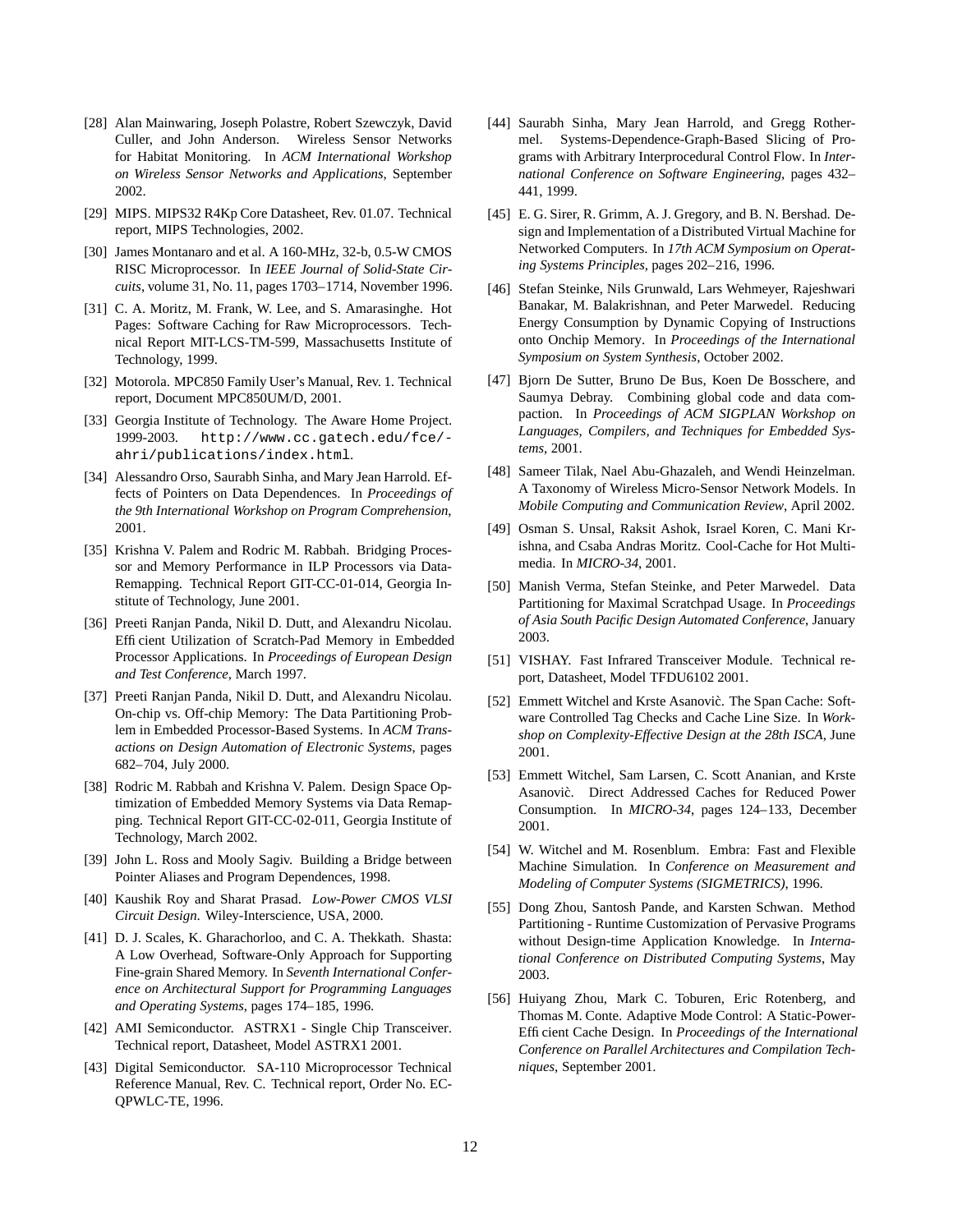[28] Alan Mainwaring, Joseph Polastre, Robert Szewczyk, David Culler, and John Anderson. Wireless Sensor Networks for Habitat Monitoring. In *ACM International Workshop on Wireless Sensor Networks and Applications*, September 2002.

[29] MIPS. MIPS32 R4Kp Core Datasheet, Rev. 01.07. Technical report, MIPS Technologies, 2002.

[30] James Montanaro and et al. A 160-MHz, 32-b, 0.5-W CMOS RISC Microprocessor. In *IEEE Journal of Solid-State Circuits*, volume 31, No. 11, pages 1703–1714, November 1996.

[31] C. A. Moritz, M. Frank, W. Lee, and S. Amarasinghe. Hot Pages: Software Caching for Raw Microprocessors. Technical Report MIT-LCS-TM-599, Massachusetts Institute of Technology, 1999.

[32] Motorola. MPC850 Family User's Manual, Rev. 1. Technical report, Document MPC850UM/D, 2001.

[33] Georgia Institute of Technology. The Aware Home Project. 1999-2003. `http://www.cc.gatech.edu/fce/-ahri/publications/index.html`.

[34] Alessandro Orso, Saurabh Sinha, and Mary Jean Harrold. Effects of Pointers on Data Dependences. In *Proceedings of the 9th International Workshop on Program Comprehension*, 2001.

[35] Krishna V. Palem and Rodric M. Rabbah. Bridging Processor and Memory Performance in ILP Processors via Data-Remapping. Technical Report GIT-CC-01-014, Georgia Institute of Technology, June 2001.

[36] Preeti Ranjan Panda, Nikil D. Dutt, and Alexandru Nicolau. Efficient Utilization of Scratch-Pad Memory in Embedded Processor Applications. In *Proceedings of European Design and Test Conference*, March 1997.

[37] Preeti Ranjan Panda, Nikil D. Dutt, and Alexandru Nicolau. On-chip vs. Off-chip Memory: The Data Partitioning Problem in Embedded Processor-Based Systems. In *ACM Transactions on Design Automation of Electronic Systems*, pages 682–704, July 2000.

[38] Rodric M. Rabbah and Krishna V. Palem. Design Space Optimization of Embedded Memory Systems via Data Remapping. Technical Report GIT-CC-02-011, Georgia Institute of Technology, March 2002.

[39] John L. Ross and Mooly Sagiv. Building a Bridge between Pointer Aliases and Program Dependences, 1998.

[40] Kaushik Roy and Sharat Prasad. *Low-Power CMOS VLSI Circuit Design*. Wiley-Interscience, USA, 2000.

[41] D. J. Scales, K. Gharachorloo, and C. A. Thekkath. Shasta: A Low Overhead, Software-Only Approach for Supporting Fine-grain Shared Memory. In *Seventh International Conference on Architectural Support for Programming Languages and Operating Systems*, pages 174–185, 1996.

[42] AMI Semiconductor. ASTRX1 - Single Chip Transceiver. Technical report, Datasheet, Model ASTRX1 2001.

[43] Digital Semiconductor. SA-110 Microprocessor Technical Reference Manual, Rev. C. Technical report, Order No. EC-QPWLC-TE, 1996.

[44] Saurabh Sinha, Mary Jean Harrold, and Gregg Rothermel. Systems-Dependence-Graph-Based Slicing of Programs with Arbitrary Interprocedural Control Flow. In *International Conference on Software Engineering*, pages 432–441, 1999.

[45] E. G. Sirer, R. Grimm, A. J. Gregory, and B. N. Bershad. Design and Implementation of a Distributed Virtual Machine for Networked Computers. In *17th ACM Symposium on Operating Systems Principles*, pages 202–216, 1996.

[46] Stefan Steinke, Nils Grunwald, Lars Wehmeyer, Rajeshwari Banakar, M. Balakrishnan, and Peter Marwedel. Reducing Energy Consumption by Dynamic Copying of Instructions onto Onchip Memory. In *Proceedings of the International Symposium on System Synthesis*, October 2002.

[47] Bjorn De Sutter, Bruno De Bus, Koen De Bosschere, and Saumya Debray. Combining global code and data compaction. In *Proceedings of ACM SIGPLAN Workshop on Languages, Compilers, and Techniques for Embedded Systems*, 2001.

[48] Sameer Tilak, Nael Abu-Ghazaleh, and Wendi Heinzelman. A Taxonomy of Wireless Micro-Sensor Network Models. In *Mobile Computing and Communication Review*, April 2002.

[49] Osman S. Unsal, Raksit Ashok, Israel Koren, C. Mani Krishna, and Csaba Andras Moritz. Cool-Cache for Hot Multimedia. In *MICRO-34*, 2001.

[50] Manish Verma, Stefan Steinke, and Peter Marwedel. Data Partitioning for Maximal Scratchpad Usage. In *Proceedings of Asia South Pacific Design Automated Conference*, January 2003.

[51] VISHAY. Fast Infrared Transceiver Module. Technical report, Datasheet, Model TFDU6102 2001.

[52] Emmett Witchel and Krste Asanovìc. The Span Cache: Software Controlled Tag Checks and Cache Line Size. In *Workshop on Complexity-Effective Design at the 28th ISCA*, June 2001.

[53] Emmett Witchel, Sam Larsen, C. Scott Ananian, and Krste Asanovìc. Direct Addressed Caches for Reduced Power Consumption. In *MICRO-34*, pages 124–133, December 2001.

[54] W. Witchel and M. Rosenblum. Embra: Fast and Flexible Machine Simulation. In *Conference on Measurement and Modeling of Computer Systems (SIGMETRICS)*, 1996.

[55] Dong Zhou, Santosh Pande, and Karsten Schwan. Method Partitioning - Runtime Customization of Pervasive Programs without Design-time Application Knowledge. In *International Conference on Distributed Computing Systems*, May 2003.

[56] Huiyang Zhou, Mark C. Toburen, Eric Rotenberg, and Thomas M. Conte. Adaptive Mode Control: A Static-Power-Efficient Cache Design. In *Proceedings of the International Conference on Parallel Architectures and Compilation Techniques*, September 2001.